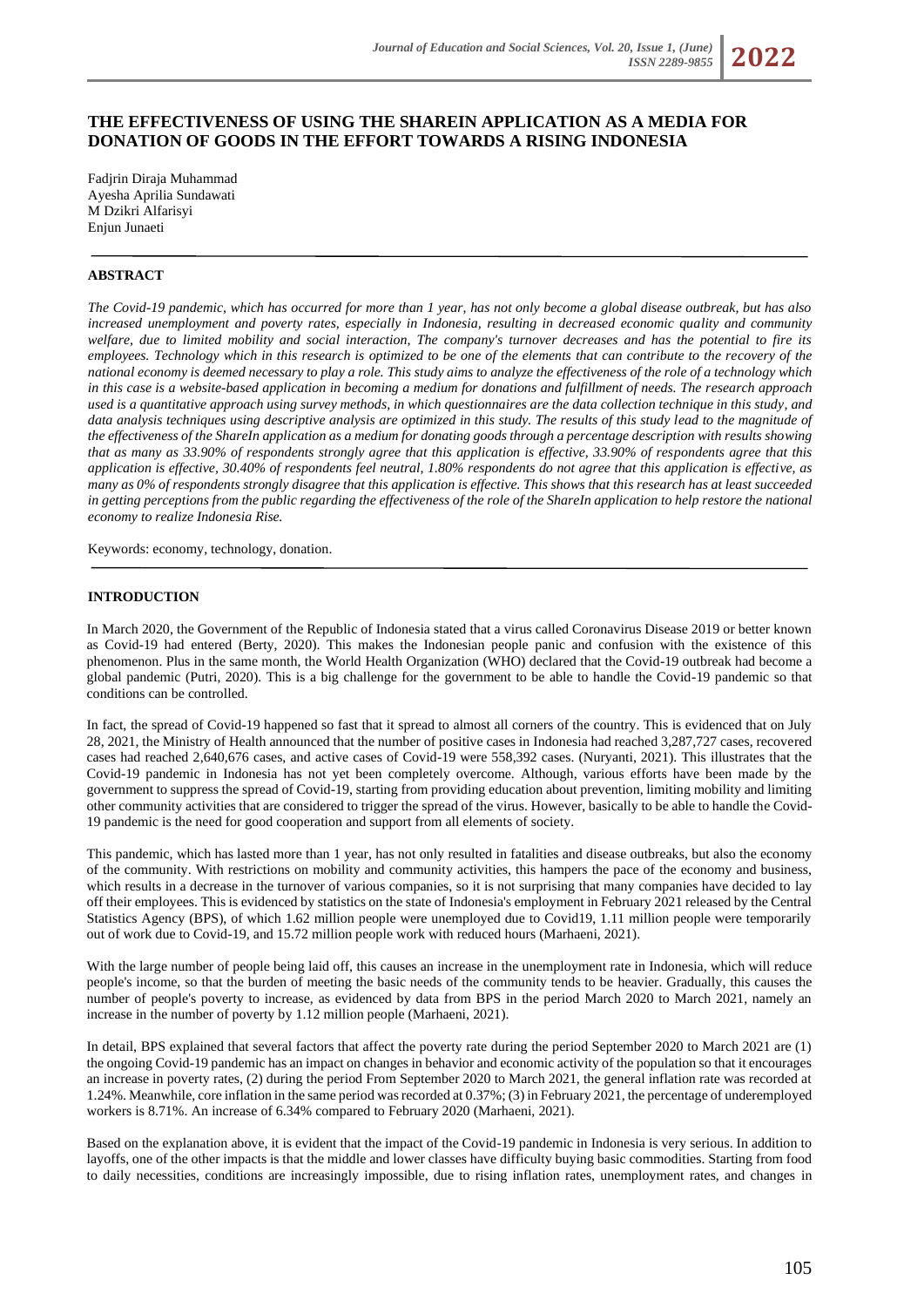# THE EFFECTIVENESS OF USING THE SHAREIN APPLICATION AS A MEDIA FOR DONATION OF GOODS IN THE EFFORT TOWARDS A RISING INDONESIA

Fadjrin Diraja Muhammad
Ayesha Aprilia Sundawati
M Dzikri Alfarisyi
Enjun Junaeti

## ABSTRACT

*The Covid-19 pandemic, which has occurred for more than 1 year, has not only become a global disease outbreak, but has also increased unemployment and poverty rates, especially in Indonesia, resulting in decreased economic quality and community welfare, due to limited mobility and social interaction, The company's turnover decreases and has the potential to fire its employees. Technology which in this research is optimized to be one of the elements that can contribute to the recovery of the national economy is deemed necessary to play a role. This study aims to analyze the effectiveness of the role of a technology which in this case is a website-based application in becoming a medium for donations and fulfillment of needs. The research approach used is a quantitative approach using survey methods, in which questionnaires are the data collection technique in this study, and data analysis techniques using descriptive analysis are optimized in this study. The results of this study lead to the magnitude of the effectiveness of the ShareIn application as a medium for donating goods through a percentage description with results showing that as many as 33.90% of respondents strongly agree that this application is effective, 33.90% of respondents agree that this application is effective, 30.40% of respondents feel neutral, 1.80% respondents do not agree that this application is effective, as many as 0% of respondents strongly disagree that this application is effective. This shows that this research has at least succeeded in getting perceptions from the public regarding the effectiveness of the role of the ShareIn application to help restore the national economy to realize Indonesia Rise.*

Keywords: economy, technology, donation.

## INTRODUCTION

In March 2020, the Government of the Republic of Indonesia stated that a virus called Coronavirus Disease 2019 or better known as Covid-19 had entered (Berty, 2020). This makes the Indonesian people panic and confusion with the existence of this phenomenon. Plus in the same month, the World Health Organization (WHO) declared that the Covid-19 outbreak had become a global pandemic (Putri, 2020). This is a big challenge for the government to be able to handle the Covid-19 pandemic so that conditions can be controlled.

In fact, the spread of Covid-19 happened so fast that it spread to almost all corners of the country. This is evidenced that on July 28, 2021, the Ministry of Health announced that the number of positive cases in Indonesia had reached 3,287,727 cases, recovered cases had reached 2,640,676 cases, and active cases of Covid-19 were 558,392 cases. (Nuryanti, 2021). This illustrates that the Covid-19 pandemic in Indonesia has not yet been completely overcome. Although, various efforts have been made by the government to suppress the spread of Covid-19, starting from providing education about prevention, limiting mobility and limiting other community activities that are considered to trigger the spread of the virus. However, basically to be able to handle the Covid-19 pandemic is the need for good cooperation and support from all elements of society.

This pandemic, which has lasted more than 1 year, has not only resulted in fatalities and disease outbreaks, but also the economy of the community. With restrictions on mobility and community activities, this hampers the pace of the economy and business, which results in a decrease in the turnover of various companies, so it is not surprising that many companies have decided to lay off their employees. This is evidenced by statistics on the state of Indonesia's employment in February 2021 released by the Central Statistics Agency (BPS), of which 1.62 million people were unemployed due to Covid19, 1.11 million people were temporarily out of work due to Covid-19, and 15.72 million people work with reduced hours (Marhaeni, 2021).

With the large number of people being laid off, this causes an increase in the unemployment rate in Indonesia, which will reduce people's income, so that the burden of meeting the basic needs of the community tends to be heavier. Gradually, this causes the number of people's poverty to increase, as evidenced by data from BPS in the period March 2020 to March 2021, namely an increase in the number of poverty by 1.12 million people (Marhaeni, 2021).

In detail, BPS explained that several factors that affect the poverty rate during the period September 2020 to March 2021 are (1) the ongoing Covid-19 pandemic has an impact on changes in behavior and economic activity of the population so that it encourages an increase in poverty rates, (2) during the period From September 2020 to March 2021, the general inflation rate was recorded at 1.24%. Meanwhile, core inflation in the same period was recorded at 0.37%; (3) in February 2021, the percentage of underemployed workers is 8.71%. An increase of 6.34% compared to February 2020 (Marhaeni, 2021).

Based on the explanation above, it is evident that the impact of the Covid-19 pandemic in Indonesia is very serious. In addition to layoffs, one of the other impacts is that the middle and lower classes have difficulty buying basic commodities. Starting from food to daily necessities, conditions are increasingly impossible, due to rising inflation rates, unemployment rates, and changes in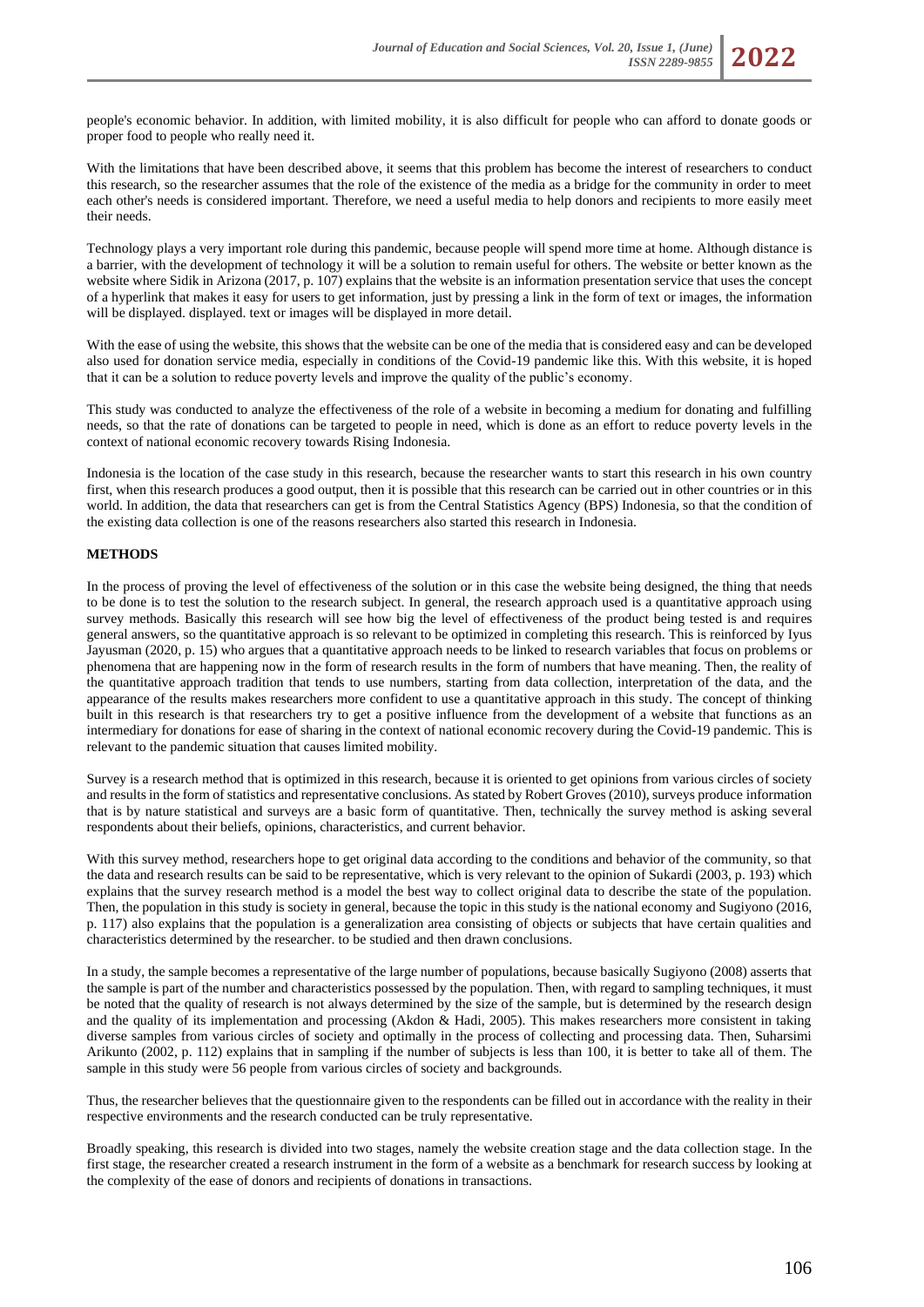people's economic behavior. In addition, with limited mobility, it is also difficult for people who can afford to donate goods or proper food to people who really need it.

With the limitations that have been described above, it seems that this problem has become the interest of researchers to conduct this research, so the researcher assumes that the role of the existence of the media as a bridge for the community in order to meet each other's needs is considered important. Therefore, we need a useful media to help donors and recipients to more easily meet their needs.

Technology plays a very important role during this pandemic, because people will spend more time at home. Although distance is a barrier, with the development of technology it will be a solution to remain useful for others. The website or better known as the website where Sidik in Arizona (2017, p. 107) explains that the website is an information presentation service that uses the concept of a hyperlink that makes it easy for users to get information, just by pressing a link in the form of text or images, the information will be displayed. displayed. text or images will be displayed in more detail.

With the ease of using the website, this shows that the website can be one of the media that is considered easy and can be developed also used for donation service media, especially in conditions of the Covid-19 pandemic like this. With this website, it is hoped that it can be a solution to reduce poverty levels and improve the quality of the public's economy.

This study was conducted to analyze the effectiveness of the role of a website in becoming a medium for donating and fulfilling needs, so that the rate of donations can be targeted to people in need, which is done as an effort to reduce poverty levels in the context of national economic recovery towards Rising Indonesia.

Indonesia is the location of the case study in this research, because the researcher wants to start this research in his own country first, when this research produces a good output, then it is possible that this research can be carried out in other countries or in this world. In addition, the data that researchers can get is from the Central Statistics Agency (BPS) Indonesia, so that the condition of the existing data collection is one of the reasons researchers also started this research in Indonesia.

## METHODS

In the process of proving the level of effectiveness of the solution or in this case the website being designed, the thing that needs to be done is to test the solution to the research subject. In general, the research approach used is a quantitative approach using survey methods. Basically this research will see how big the level of effectiveness of the product being tested is and requires general answers, so the quantitative approach is so relevant to be optimized in completing this research. This is reinforced by Iyus Jayusman (2020, p. 15) who argues that a quantitative approach needs to be linked to research variables that focus on problems or phenomena that are happening now in the form of research results in the form of numbers that have meaning. Then, the reality of the quantitative approach tradition that tends to use numbers, starting from data collection, interpretation of the data, and the appearance of the results makes researchers more confident to use a quantitative approach in this study. The concept of thinking built in this research is that researchers try to get a positive influence from the development of a website that functions as an intermediary for donations for ease of sharing in the context of national economic recovery during the Covid-19 pandemic. This is relevant to the pandemic situation that causes limited mobility.

Survey is a research method that is optimized in this research, because it is oriented to get opinions from various circles of society and results in the form of statistics and representative conclusions. As stated by Robert Groves (2010), surveys produce information that is by nature statistical and surveys are a basic form of quantitative. Then, technically the survey method is asking several respondents about their beliefs, opinions, characteristics, and current behavior.

With this survey method, researchers hope to get original data according to the conditions and behavior of the community, so that the data and research results can be said to be representative, which is very relevant to the opinion of Sukardi (2003, p. 193) which explains that the survey research method is a model the best way to collect original data to describe the state of the population. Then, the population in this study is society in general, because the topic in this study is the national economy and Sugiyono (2016, p. 117) also explains that the population is a generalization area consisting of objects or subjects that have certain qualities and characteristics determined by the researcher. to be studied and then drawn conclusions.

In a study, the sample becomes a representative of the large number of populations, because basically Sugiyono (2008) asserts that the sample is part of the number and characteristics possessed by the population. Then, with regard to sampling techniques, it must be noted that the quality of research is not always determined by the size of the sample, but is determined by the research design and the quality of its implementation and processing (Akdon & Hadi, 2005). This makes researchers more consistent in taking diverse samples from various circles of society and optimally in the process of collecting and processing data. Then, Suharsimi Arikunto (2002, p. 112) explains that in sampling if the number of subjects is less than 100, it is better to take all of them. The sample in this study were 56 people from various circles of society and backgrounds.

Thus, the researcher believes that the questionnaire given to the respondents can be filled out in accordance with the reality in their respective environments and the research conducted can be truly representative.

Broadly speaking, this research is divided into two stages, namely the website creation stage and the data collection stage. In the first stage, the researcher created a research instrument in the form of a website as a benchmark for research success by looking at the complexity of the ease of donors and recipients of donations in transactions.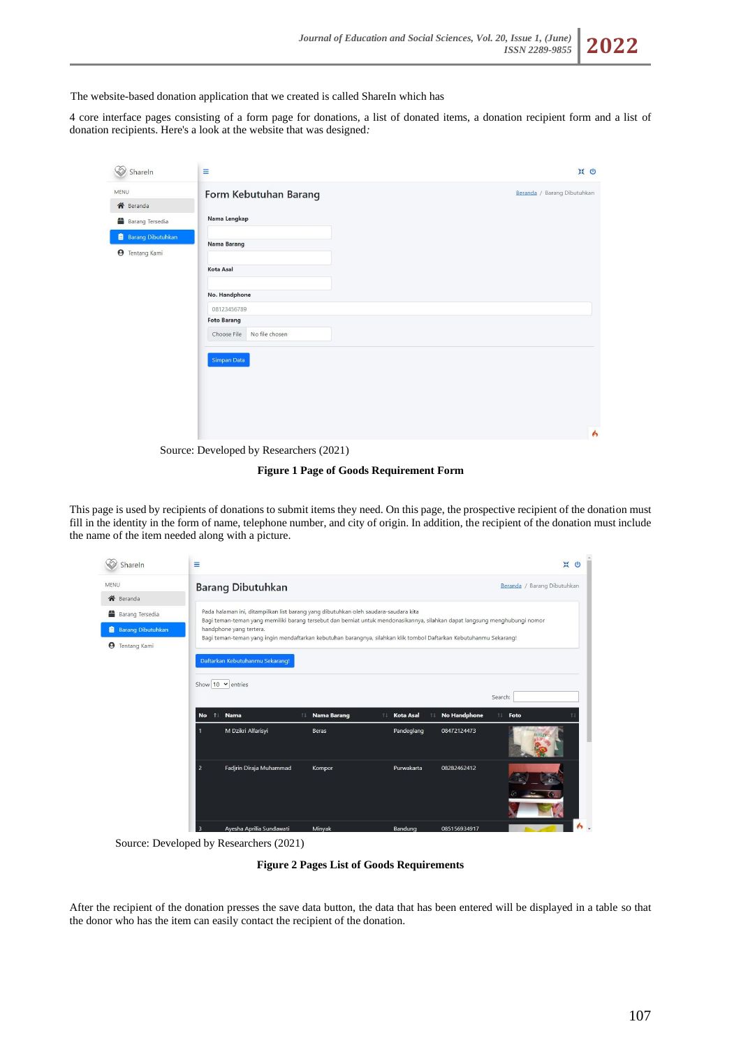The website-based donation application that we created is called ShareIn which has

4 core interface pages consisting of a form page for donations, a list of donated items, a donation recipient form and a list of donation recipients. Here's a look at the website that was designed:

Source: Developed by Researchers (2021)

**Figure 1 Page of Goods Requirement Form**

This page is used by recipients of donations to submit items they need. On this page, the prospective recipient of the donation must fill in the identity in the form of name, telephone number, and city of origin. In addition, the recipient of the donation must include the name of the item needed along with a picture.

Source: Developed by Researchers (2021)

**Figure 2 Pages List of Goods Requirements**

After the recipient of the donation presses the save data button, the data that has been entered will be displayed in a table so that the donor who has the item can easily contact the recipient of the donation.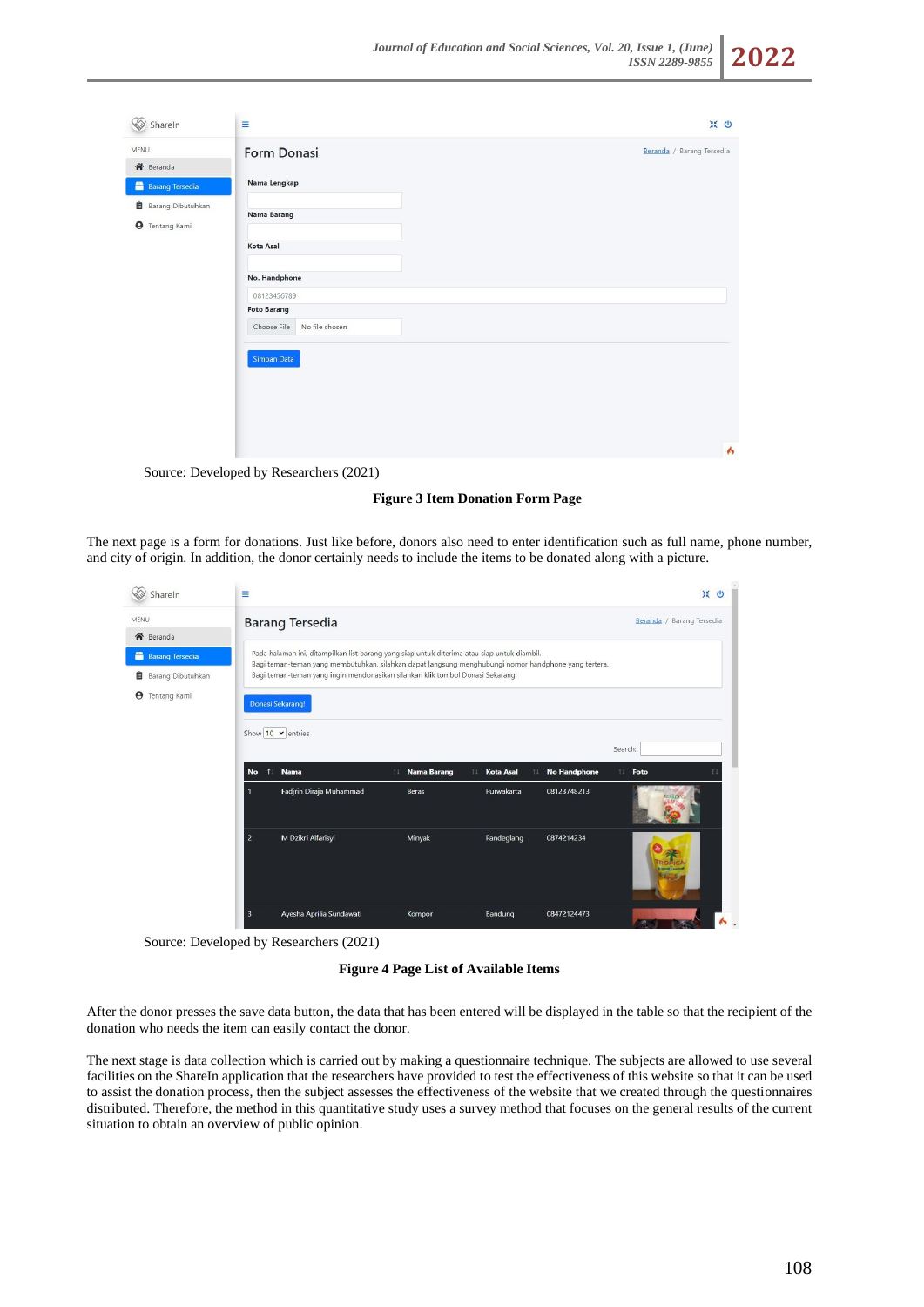Source: Developed by Researchers (2021)

**Figure 3 Item Donation Form Page**

The next page is a form for donations. Just like before, donors also need to enter identification such as full name, phone number, and city of origin. In addition, the donor certainly needs to include the items to be donated along with a picture.

Source: Developed by Researchers (2021)

**Figure 4 Page List of Available Items**

After the donor presses the save data button, the data that has been entered will be displayed in the table so that the recipient of the donation who needs the item can easily contact the donor.

The next stage is data collection which is carried out by making a questionnaire technique. The subjects are allowed to use several facilities on the ShareIn application that the researchers have provided to test the effectiveness of this website so that it can be used to assist the donation process, then the subject assesses the effectiveness of the website that we created through the questionnaires distributed. Therefore, the method in this quantitative study uses a survey method that focuses on the general results of the current situation to obtain an overview of public opinion.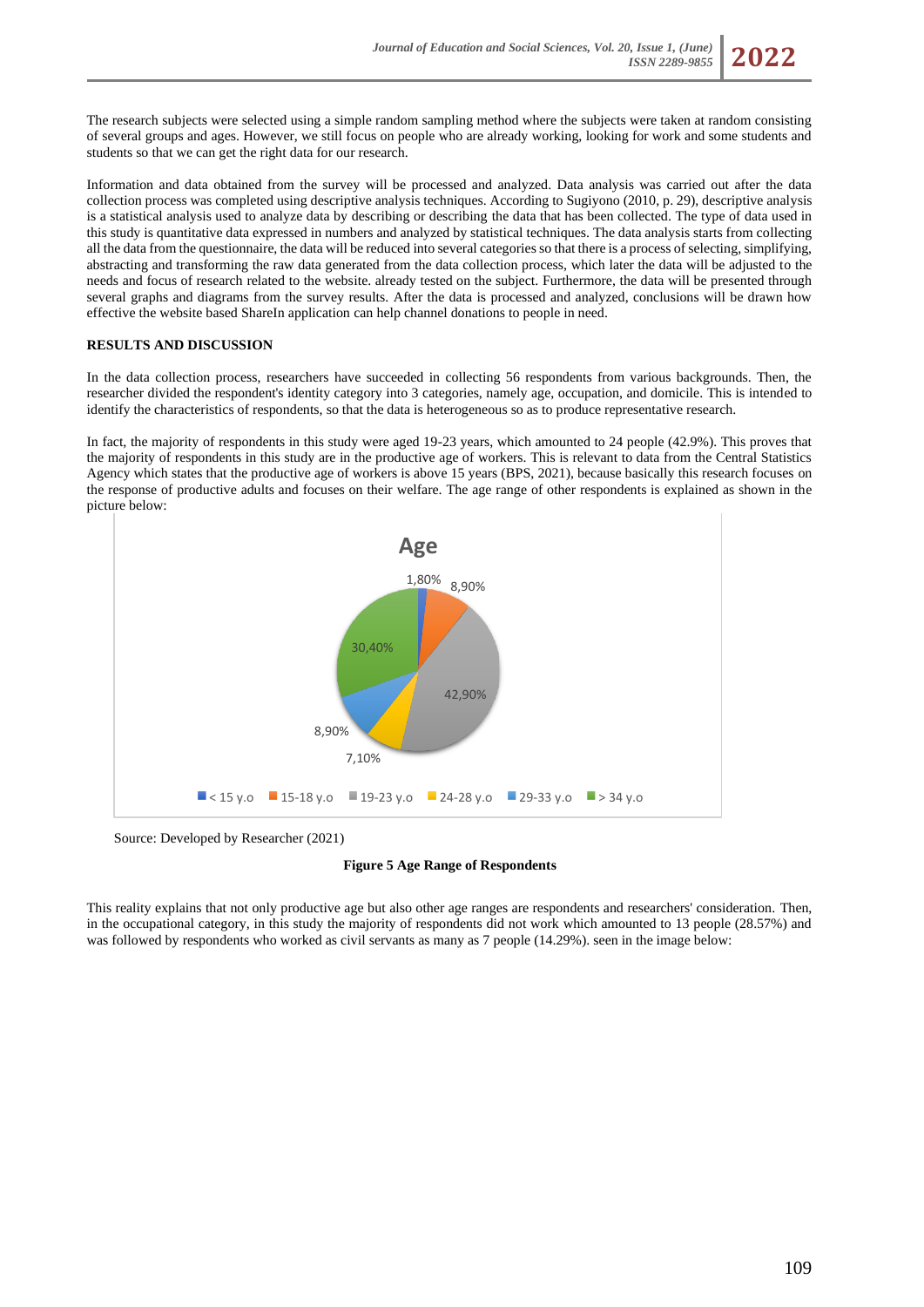The research subjects were selected using a simple random sampling method where the subjects were taken at random consisting of several groups and ages. However, we still focus on people who are already working, looking for work and some students and students so that we can get the right data for our research.

Information and data obtained from the survey will be processed and analyzed. Data analysis was carried out after the data collection process was completed using descriptive analysis techniques. According to Sugiyono (2010, p. 29), descriptive analysis is a statistical analysis used to analyze data by describing or describing the data that has been collected. The type of data used in this study is quantitative data expressed in numbers and analyzed by statistical techniques. The data analysis starts from collecting all the data from the questionnaire, the data will be reduced into several categories so that there is a process of selecting, simplifying, abstracting and transforming the raw data generated from the data collection process, which later the data will be adjusted to the needs and focus of research related to the website. already tested on the subject. Furthermore, the data will be presented through several graphs and diagrams from the survey results. After the data is processed and analyzed, conclusions will be drawn how effective the website based ShareIn application can help channel donations to people in need.

## RESULTS AND DISCUSSION

In the data collection process, researchers have succeeded in collecting 56 respondents from various backgrounds. Then, the researcher divided the respondent's identity category into 3 categories, namely age, occupation, and domicile. This is intended to identify the characteristics of respondents, so that the data is heterogeneous so as to produce representative research.

In fact, the majority of respondents in this study were aged 19-23 years, which amounted to 24 people (42.9%). This proves that the majority of respondents in this study are in the productive age of workers. This is relevant to data from the Central Statistics Agency which states that the productive age of workers is above 15 years (BPS, 2021), because basically this research focuses on the response of productive adults and focuses on their welfare. The age range of other respondents is explained as shown in the picture below:

Age

| Age range | Percentage |
|---|---|
| < 15 y.o | 1,80% |
| 15-18 y.o | 8,90% |
| 19-23 y.o | 42,90% |
| 24-28 y.o | 7,10% |
| 29-33 y.o | 8,90% |
| > 34 y.o | 30,40% |

Source: Developed by Researcher (2021)

**Figure 5 Age Range of Respondents**

This reality explains that not only productive age but also other age ranges are respondents and researchers' consideration. Then, in the occupational category, in this study the majority of respondents did not work which amounted to 13 people (28.57%) and was followed by respondents who worked as civil servants as many as 7 people (14.29%). seen in the image below: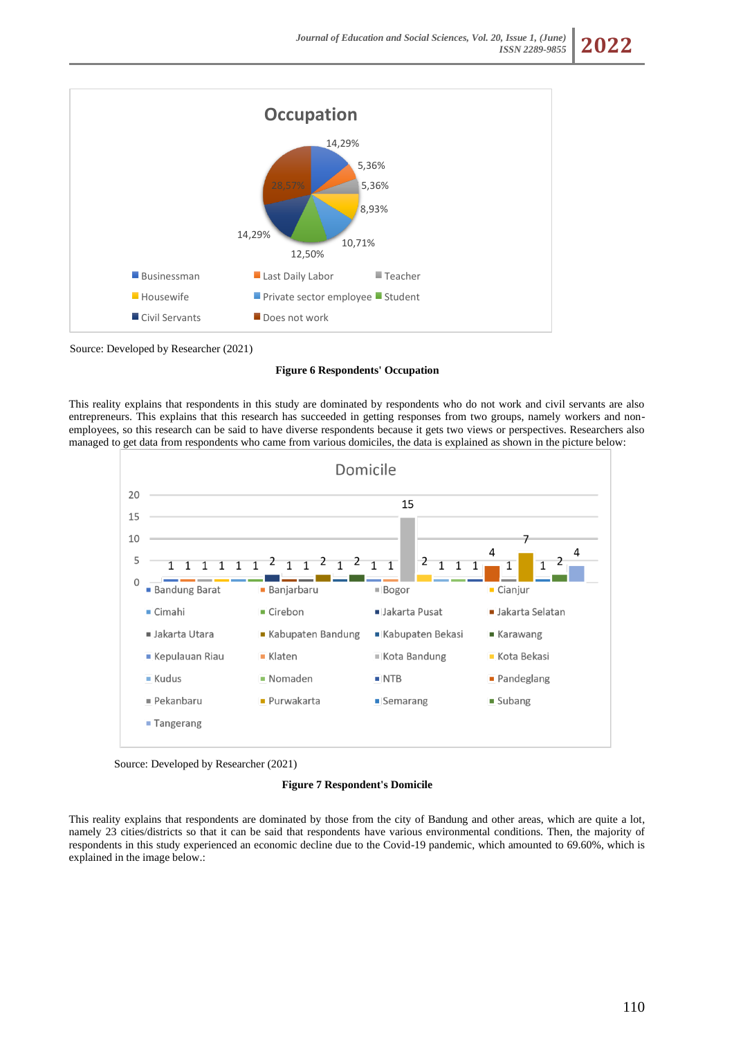Source: Developed by Researcher (2021)

**Figure 6 Respondents' Occupation**

This reality explains that respondents in this study are dominated by respondents who do not work and civil servants are also entrepreneurs. This explains that this research has succeeded in getting responses from two groups, namely workers and non-employees, so this research can be said to have diverse respondents because it gets two views or perspectives. Researchers also managed to get data from respondents who came from various domiciles, the data is explained as shown in the picture below:

Source: Developed by Researcher (2021)

**Figure 7 Respondent's Domicile**

This reality explains that respondents are dominated by those from the city of Bandung and other areas, which are quite a lot, namely 23 cities/districts so that it can be said that respondents have various environmental conditions. Then, the majority of respondents in this study experienced an economic decline due to the Covid-19 pandemic, which amounted to 69.60%, which is explained in the image below.: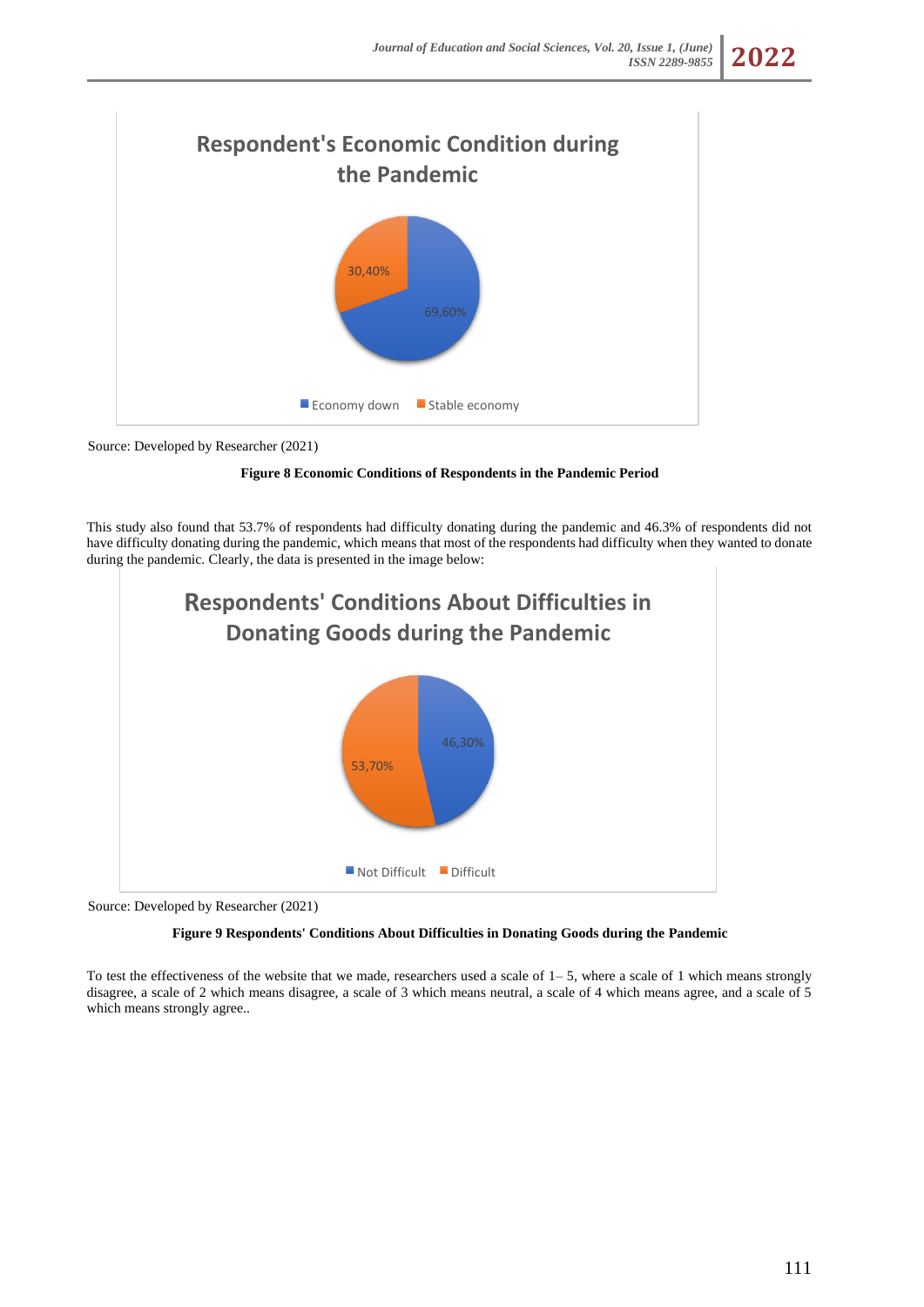Source: Developed by Researcher (2021)

**Figure 8 Economic Conditions of Respondents in the Pandemic Period**

This study also found that 53.7% of respondents had difficulty donating during the pandemic and 46.3% of respondents did not have difficulty donating during the pandemic, which means that most of the respondents had difficulty when they wanted to donate during the pandemic. Clearly, the data is presented in the image below:

Source: Developed by Researcher (2021)

**Figure 9 Respondents' Conditions About Difficulties in Donating Goods during the Pandemic**

To test the effectiveness of the website that we made, researchers used a scale of 1– 5, where a scale of 1 which means strongly disagree, a scale of 2 which means disagree, a scale of 3 which means neutral, a scale of 4 which means agree, and a scale of 5 which means strongly agree..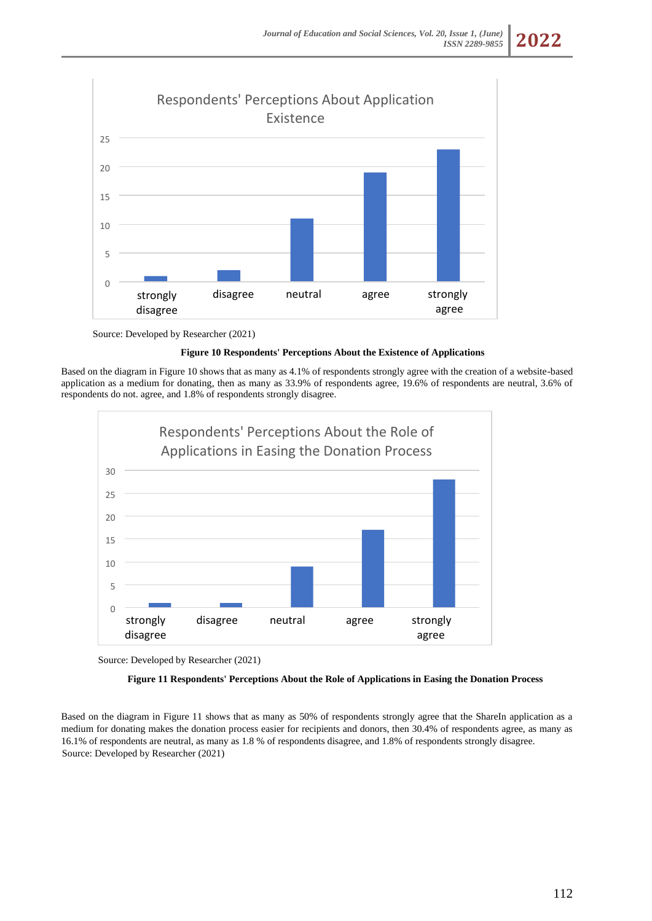Source: Developed by Researcher (2021)

**Figure 10 Respondents' Perceptions About the Existence of Applications**

Based on the diagram in Figure 10 shows that as many as 4.1% of respondents strongly agree with the creation of a website-based application as a medium for donating, then as many as 33.9% of respondents agree, 19.6% of respondents are neutral, 3.6% of respondents do not. agree, and 1.8% of respondents strongly disagree.

Source: Developed by Researcher (2021)

**Figure 11 Respondents' Perceptions About the Role of Applications in Easing the Donation Process**

Based on the diagram in Figure 11 shows that as many as 50% of respondents strongly agree that the ShareIn application as a medium for donating makes the donation process easier for recipients and donors, then 30.4% of respondents agree, as many as 16.1% of respondents are neutral, as many as 1.8 % of respondents disagree, and 1.8% of respondents strongly disagree.
Source: Developed by Researcher (2021)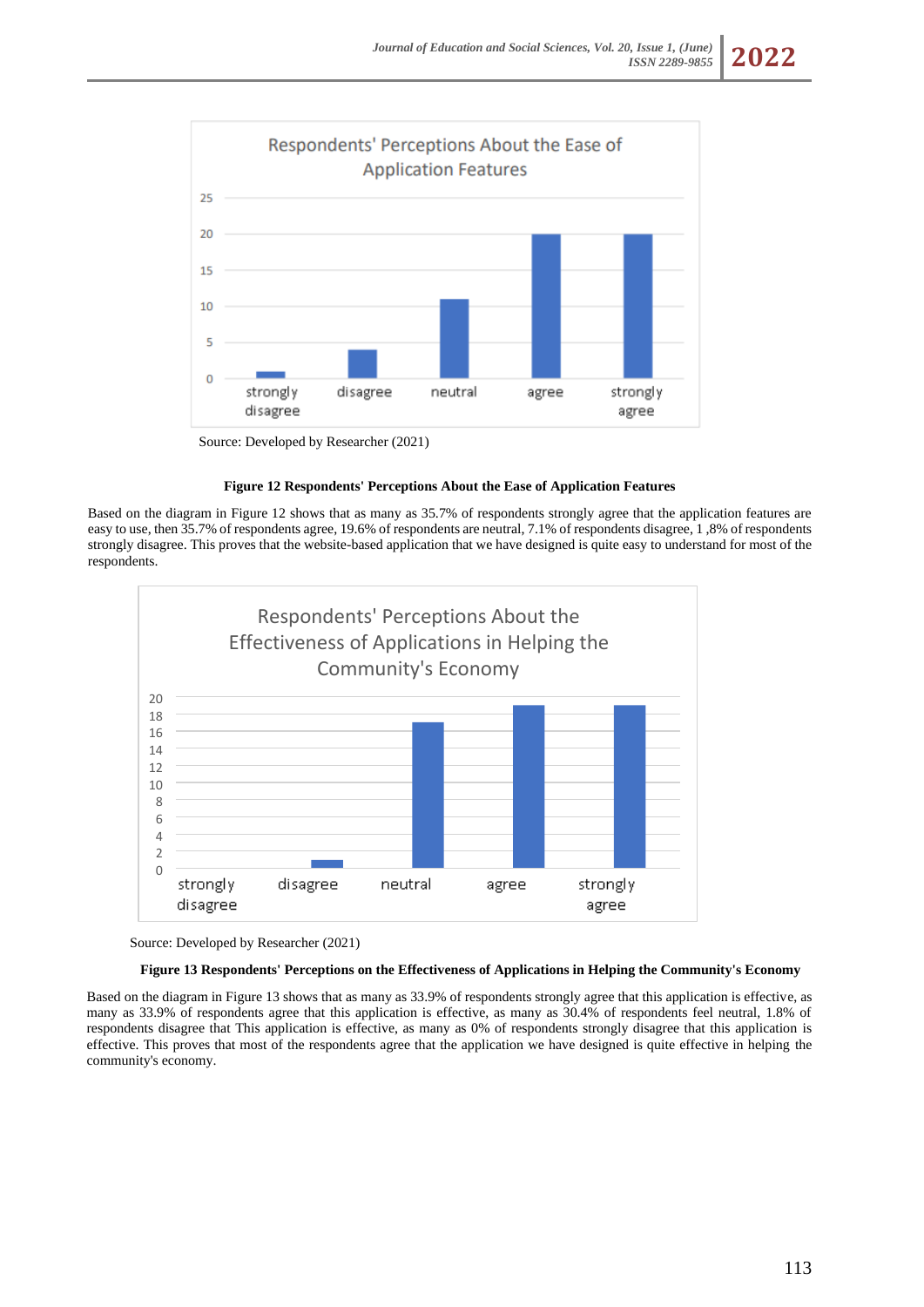Source: Developed by Researcher (2021)

**Figure 12 Respondents' Perceptions About the Ease of Application Features**

Based on the diagram in Figure 12 shows that as many as 35.7% of respondents strongly agree that the application features are easy to use, then 35.7% of respondents agree, 19.6% of respondents are neutral, 7.1% of respondents disagree, 1 ,8% of respondents strongly disagree. This proves that the website-based application that we have designed is quite easy to understand for most of the respondents.

Source: Developed by Researcher (2021)

**Figure 13 Respondents' Perceptions on the Effectiveness of Applications in Helping the Community's Economy**

Based on the diagram in Figure 13 shows that as many as 33.9% of respondents strongly agree that this application is effective, as many as 33.9% of respondents agree that this application is effective, as many as 30.4% of respondents feel neutral, 1.8% of respondents disagree that This application is effective, as many as 0% of respondents strongly disagree that this application is effective. This proves that most of the respondents agree that the application we have designed is quite effective in helping the community's economy.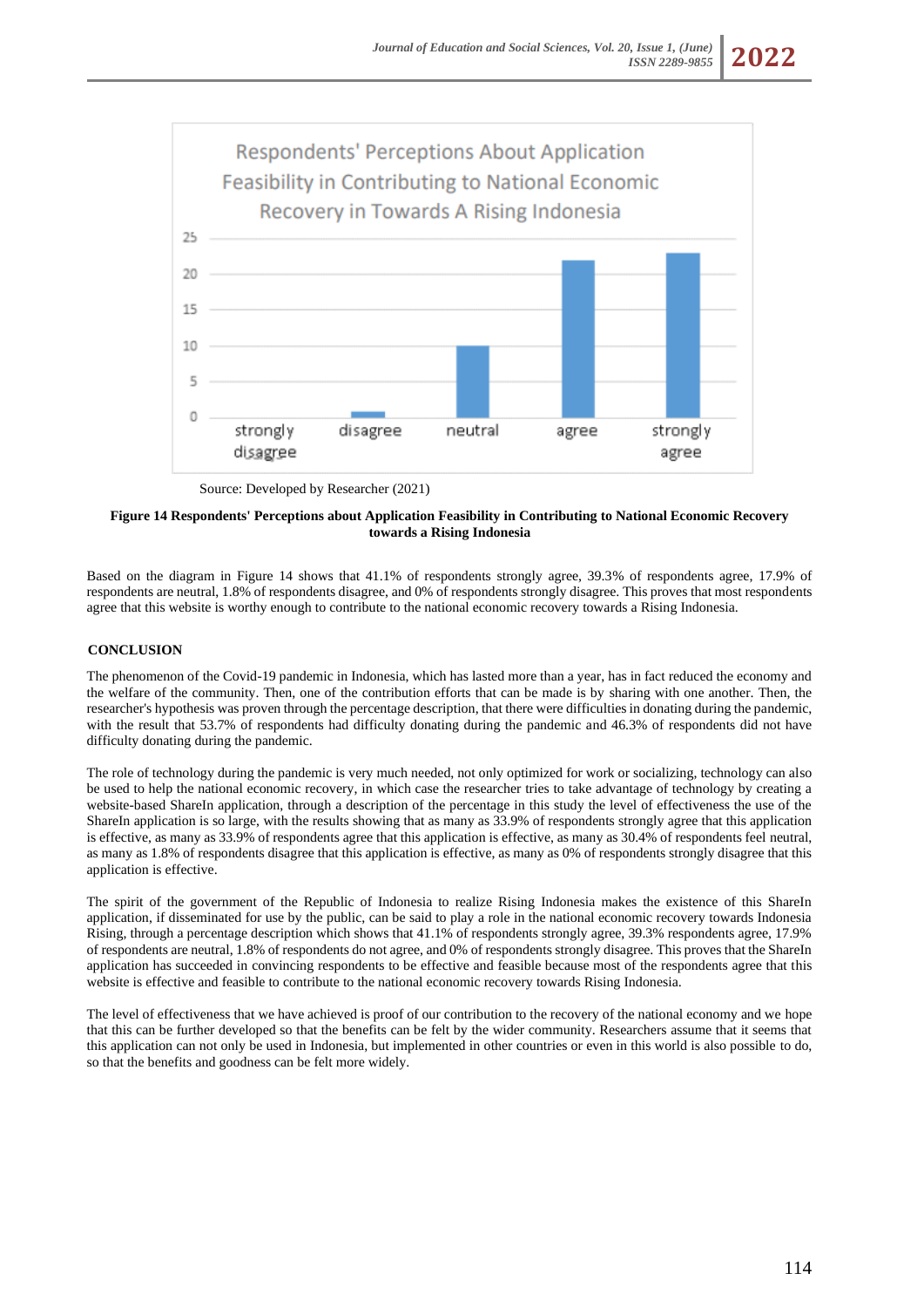Source: Developed by Researcher (2021)

**Figure 14 Respondents' Perceptions about Application Feasibility in Contributing to National Economic Recovery towards a Rising Indonesia**

Based on the diagram in Figure 14 shows that 41.1% of respondents strongly agree, 39.3% of respondents agree, 17.9% of respondents are neutral, 1.8% of respondents disagree, and 0% of respondents strongly disagree. This proves that most respondents agree that this website is worthy enough to contribute to the national economic recovery towards a Rising Indonesia.

## CONCLUSION

The phenomenon of the Covid-19 pandemic in Indonesia, which has lasted more than a year, has in fact reduced the economy and the welfare of the community. Then, one of the contribution efforts that can be made is by sharing with one another. Then, the researcher's hypothesis was proven through the percentage description, that there were difficulties in donating during the pandemic, with the result that 53.7% of respondents had difficulty donating during the pandemic and 46.3% of respondents did not have difficulty donating during the pandemic.

The role of technology during the pandemic is very much needed, not only optimized for work or socializing, technology can also be used to help the national economic recovery, in which case the researcher tries to take advantage of technology by creating a website-based ShareIn application, through a description of the percentage in this study the level of effectiveness the use of the ShareIn application is so large, with the results showing that as many as 33.9% of respondents strongly agree that this application is effective, as many as 33.9% of respondents agree that this application is effective, as many as 30.4% of respondents feel neutral, as many as 1.8% of respondents disagree that this application is effective, as many as 0% of respondents strongly disagree that this application is effective.

The spirit of the government of the Republic of Indonesia to realize Rising Indonesia makes the existence of this ShareIn application, if disseminated for use by the public, can be said to play a role in the national economic recovery towards Indonesia Rising, through a percentage description which shows that 41.1% of respondents strongly agree, 39.3% respondents agree, 17.9% of respondents are neutral, 1.8% of respondents do not agree, and 0% of respondents strongly disagree. This proves that the ShareIn application has succeeded in convincing respondents to be effective and feasible because most of the respondents agree that this website is effective and feasible to contribute to the national economic recovery towards Rising Indonesia.

The level of effectiveness that we have achieved is proof of our contribution to the recovery of the national economy and we hope that this can be further developed so that the benefits can be felt by the wider community. Researchers assume that it seems that this application can not only be used in Indonesia, but implemented in other countries or even in this world is also possible to do, so that the benefits and goodness can be felt more widely.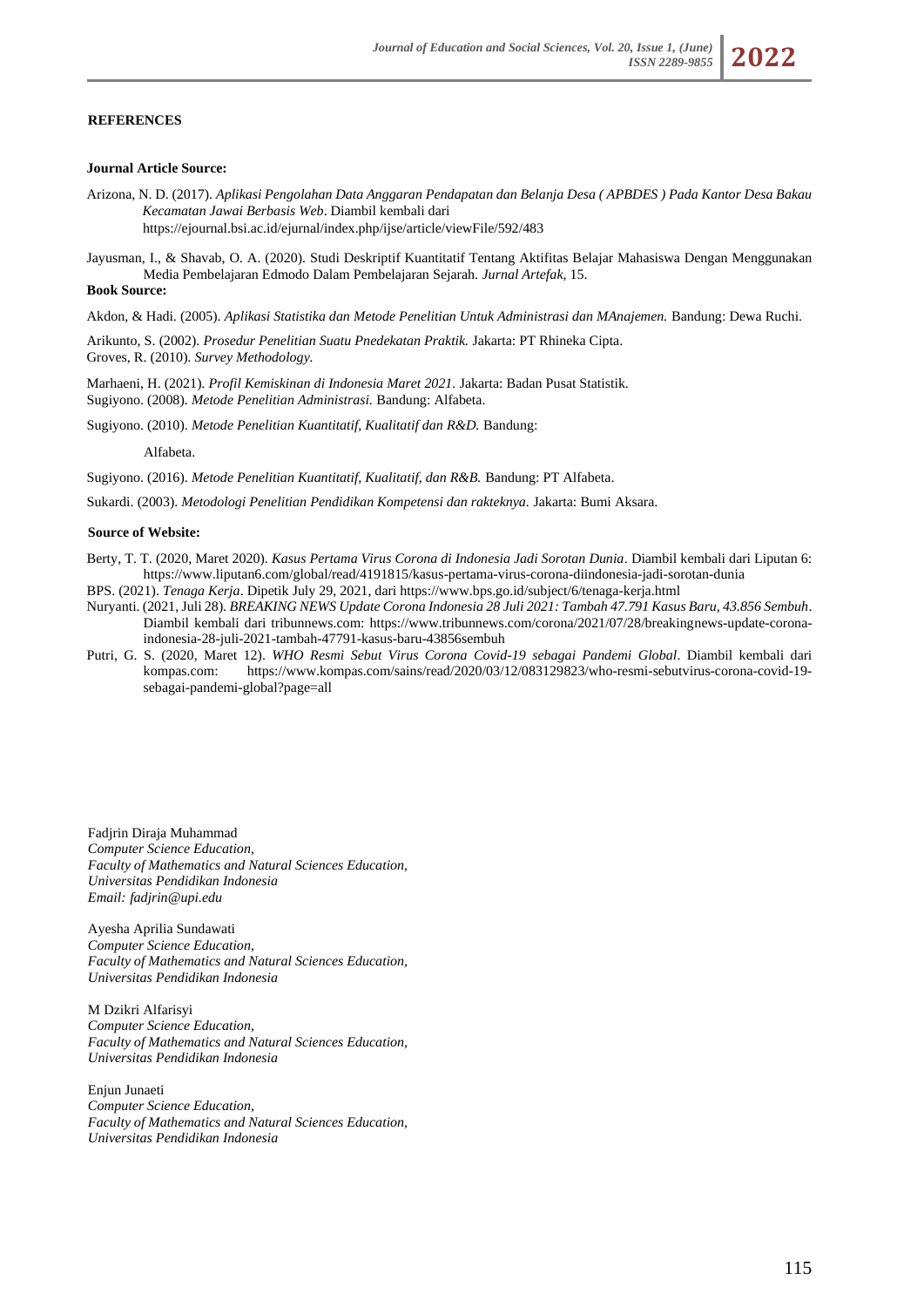**REFERENCES**

**Journal Article Source:**

Arizona, N. D. (2017). *Aplikasi Pengolahan Data Anggaran Pendapatan dan Belanja Desa ( APBDES ) Pada Kantor Desa Bakau Kecamatan Jawai Berbasis Web*. Diambil kembali dari https://ejournal.bsi.ac.id/ejurnal/index.php/ijse/article/viewFile/592/483

Jayusman, I., & Shavab, O. A. (2020). Studi Deskriptif Kuantitatif Tentang Aktifitas Belajar Mahasiswa Dengan Menggunakan Media Pembelajaran Edmodo Dalam Pembelajaran Sejarah. *Jurnal Artefak*, 15.

**Book Source:**

Akdon, & Hadi. (2005). *Aplikasi Statistika dan Metode Penelitian Untuk Administrasi dan MAnajemen.* Bandung: Dewa Ruchi.

Arikunto, S. (2002). *Prosedur Penelitian Suatu Pnedekatan Praktik.* Jakarta: PT Rhineka Cipta.

Groves, R. (2010). *Survey Methodology.*

Marhaeni, H. (2021). *Profil Kemiskinan di Indonesia Maret 2021.* Jakarta: Badan Pusat Statistik.

Sugiyono. (2008). *Metode Penelitian Administrasi.* Bandung: Alfabeta.

Sugiyono. (2010). *Metode Penelitian Kuantitatif, Kualitatif dan R&D.* Bandung: Alfabeta.

Sugiyono. (2016). *Metode Penelitian Kuantitatif, Kualitatif, dan R&B.* Bandung: PT Alfabeta.

Sukardi. (2003). *Metodologi Penelitian Pendidikan Kompetensi dan rakteknya.* Jakarta: Bumi Aksara.

**Source of Website:**

Berty, T. T. (2020, Maret 2020). *Kasus Pertama Virus Corona di Indonesia Jadi Sorotan Dunia*. Diambil kembali dari Liputan 6: https://www.liputan6.com/global/read/4191815/kasus-pertama-virus-corona-diindonesia-jadi-sorotan-dunia

BPS. (2021). *Tenaga Kerja*. Dipetik July 29, 2021, dari https://www.bps.go.id/subject/6/tenaga-kerja.html

Nuryanti. (2021, Juli 28). *BREAKING NEWS Update Corona Indonesia 28 Juli 2021: Tambah 47.791 Kasus Baru, 43.856 Sembuh*. Diambil kembali dari tribunnews.com: https://www.tribunnews.com/corona/2021/07/28/breakingnews-update-corona-indonesia-28-juli-2021-tambah-47791-kasus-baru-43856sembuh

Putri, G. S. (2020, Maret 12). *WHO Resmi Sebut Virus Corona Covid-19 sebagai Pandemi Global*. Diambil kembali dari kompas.com: https://www.kompas.com/sains/read/2020/03/12/083129823/who-resmi-sebutvirus-corona-covid-19-sebagai-pandemi-global?page=all

Fadjrin Diraja Muhammad
*Computer Science Education,*
*Faculty of Mathematics and Natural Sciences Education,*
*Universitas Pendidikan Indonesia*
*Email: fadjrin@upi.edu*

Ayesha Aprilia Sundawati
*Computer Science Education,*
*Faculty of Mathematics and Natural Sciences Education,*
*Universitas Pendidikan Indonesia*

M Dzikri Alfarisyi
*Computer Science Education,*
*Faculty of Mathematics and Natural Sciences Education,*
*Universitas Pendidikan Indonesia*

Enjun Junaeti
*Computer Science Education,*
*Faculty of Mathematics and Natural Sciences Education,*
*Universitas Pendidikan Indonesia*